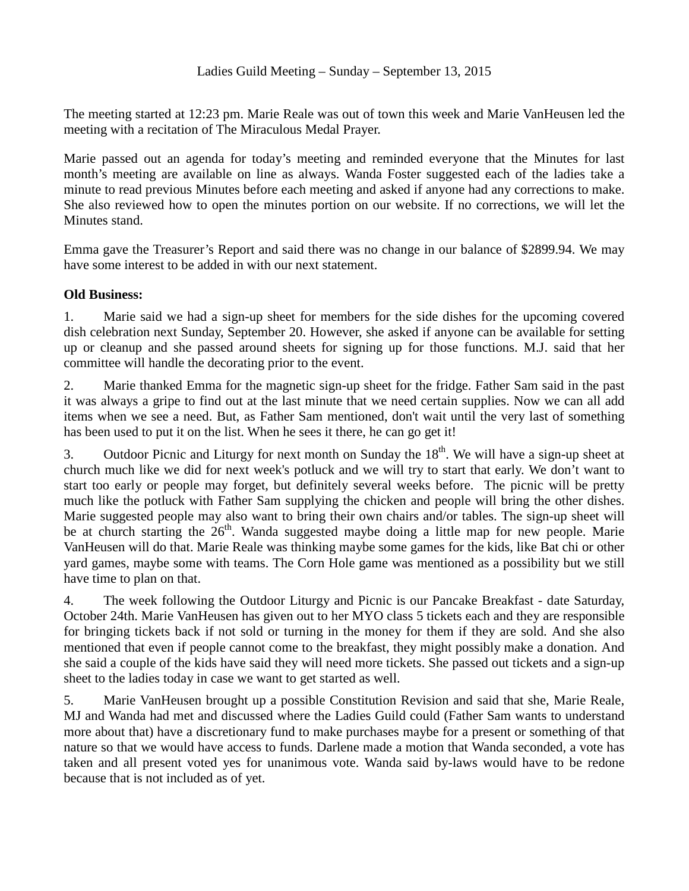Ladies Guild Meeting – Sunday – September 13, 2015

The meeting started at 12:23 pm. Marie Reale was out of town this week and Marie VanHeusen led the meeting with a recitation of The Miraculous Medal Prayer.

Marie passed out an agenda for today's meeting and reminded everyone that the Minutes for last month's meeting are available on line as always. Wanda Foster suggested each of the ladies take a minute to read previous Minutes before each meeting and asked if anyone had any corrections to make. She also reviewed how to open the minutes portion on our website. If no corrections, we will let the Minutes stand.

Emma gave the Treasurer's Report and said there was no change in our balance of $2899.94. We may have some interest to be added in with our next statement.

**Old Business:**

1. Marie said we had a sign-up sheet for members for the side dishes for the upcoming covered dish celebration next Sunday, September 20. However, she asked if anyone can be available for setting up or cleanup and she passed around sheets for signing up for those functions. M.J. said that her committee will handle the decorating prior to the event.

2. Marie thanked Emma for the magnetic sign-up sheet for the fridge. Father Sam said in the past it was always a gripe to find out at the last minute that we need certain supplies. Now we can all add items when we see a need. But, as Father Sam mentioned, don't wait until the very last of something has been used to put it on the list. When he sees it there, he can go get it!

3. Outdoor Picnic and Liturgy for next month on Sunday the 18th. We will have a sign-up sheet at church much like we did for next week's potluck and we will try to start that early. We don't want to start too early or people may forget, but definitely several weeks before. The picnic will be pretty much like the potluck with Father Sam supplying the chicken and people will bring the other dishes. Marie suggested people may also want to bring their own chairs and/or tables. The sign-up sheet will be at church starting the 26th. Wanda suggested maybe doing a little map for new people. Marie VanHeusen will do that. Marie Reale was thinking maybe some games for the kids, like Bat chi or other yard games, maybe some with teams. The Corn Hole game was mentioned as a possibility but we still have time to plan on that.

4. The week following the Outdoor Liturgy and Picnic is our Pancake Breakfast - date Saturday, October 24th. Marie VanHeusen has given out to her MYO class 5 tickets each and they are responsible for bringing tickets back if not sold or turning in the money for them if they are sold. And she also mentioned that even if people cannot come to the breakfast, they might possibly make a donation. And she said a couple of the kids have said they will need more tickets. She passed out tickets and a sign-up sheet to the ladies today in case we want to get started as well.

5. Marie VanHeusen brought up a possible Constitution Revision and said that she, Marie Reale, MJ and Wanda had met and discussed where the Ladies Guild could (Father Sam wants to understand more about that) have a discretionary fund to make purchases maybe for a present or something of that nature so that we would have access to funds. Darlene made a motion that Wanda seconded, a vote has taken and all present voted yes for unanimous vote. Wanda said by-laws would have to be redone because that is not included as of yet.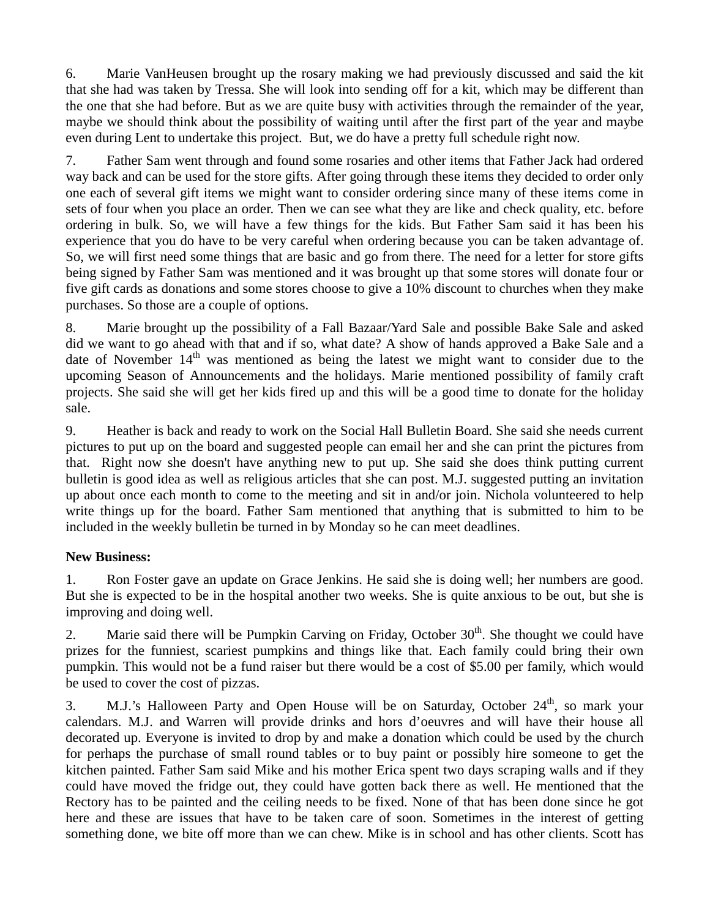6. Marie VanHeusen brought up the rosary making we had previously discussed and said the kit that she had was taken by Tressa. She will look into sending off for a kit, which may be different than the one that she had before. But as we are quite busy with activities through the remainder of the year, maybe we should think about the possibility of waiting until after the first part of the year and maybe even during Lent to undertake this project. But, we do have a pretty full schedule right now.

7. Father Sam went through and found some rosaries and other items that Father Jack had ordered way back and can be used for the store gifts. After going through these items they decided to order only one each of several gift items we might want to consider ordering since many of these items come in sets of four when you place an order. Then we can see what they are like and check quality, etc. before ordering in bulk. So, we will have a few things for the kids. But Father Sam said it has been his experience that you do have to be very careful when ordering because you can be taken advantage of. So, we will first need some things that are basic and go from there. The need for a letter for store gifts being signed by Father Sam was mentioned and it was brought up that some stores will donate four or five gift cards as donations and some stores choose to give a 10% discount to churches when they make purchases. So those are a couple of options.

8. Marie brought up the possibility of a Fall Bazaar/Yard Sale and possible Bake Sale and asked did we want to go ahead with that and if so, what date? A show of hands approved a Bake Sale and a date of November 14th was mentioned as being the latest we might want to consider due to the upcoming Season of Announcements and the holidays. Marie mentioned possibility of family craft projects. She said she will get her kids fired up and this will be a good time to donate for the holiday sale.

9. Heather is back and ready to work on the Social Hall Bulletin Board. She said she needs current pictures to put up on the board and suggested people can email her and she can print the pictures from that. Right now she doesn't have anything new to put up. She said she does think putting current bulletin is good idea as well as religious articles that she can post. M.J. suggested putting an invitation up about once each month to come to the meeting and sit in and/or join. Nichola volunteered to help write things up for the board. Father Sam mentioned that anything that is submitted to him to be included in the weekly bulletin be turned in by Monday so he can meet deadlines.

**New Business:**

1. Ron Foster gave an update on Grace Jenkins. He said she is doing well; her numbers are good. But she is expected to be in the hospital another two weeks. She is quite anxious to be out, but she is improving and doing well.

2. Marie said there will be Pumpkin Carving on Friday, October 30th. She thought we could have prizes for the funniest, scariest pumpkins and things like that. Each family could bring their own pumpkin. This would not be a fund raiser but there would be a cost of $5.00 per family, which would be used to cover the cost of pizzas.

3. M.J.'s Halloween Party and Open House will be on Saturday, October 24th, so mark your calendars. M.J. and Warren will provide drinks and hors d'oeuvres and will have their house all decorated up. Everyone is invited to drop by and make a donation which could be used by the church for perhaps the purchase of small round tables or to buy paint or possibly hire someone to get the kitchen painted. Father Sam said Mike and his mother Erica spent two days scraping walls and if they could have moved the fridge out, they could have gotten back there as well. He mentioned that the Rectory has to be painted and the ceiling needs to be fixed. None of that has been done since he got here and these are issues that have to be taken care of soon. Sometimes in the interest of getting something done, we bite off more than we can chew. Mike is in school and has other clients. Scott has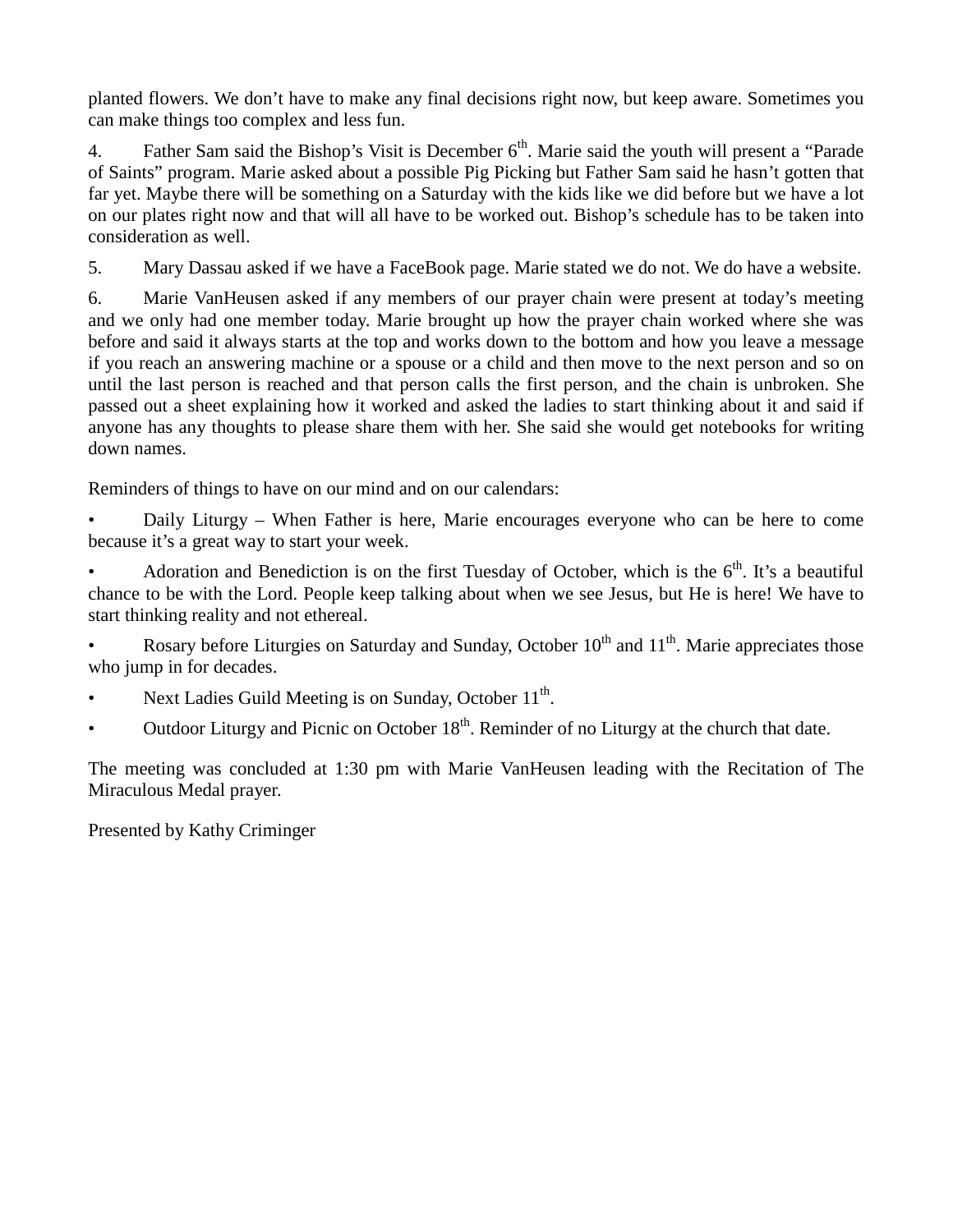planted flowers. We don't have to make any final decisions right now, but keep aware. Sometimes you can make things too complex and less fun.

4. Father Sam said the Bishop's Visit is December 6th. Marie said the youth will present a "Parade of Saints" program. Marie asked about a possible Pig Picking but Father Sam said he hasn't gotten that far yet. Maybe there will be something on a Saturday with the kids like we did before but we have a lot on our plates right now and that will all have to be worked out. Bishop's schedule has to be taken into consideration as well.

5. Mary Dassau asked if we have a FaceBook page. Marie stated we do not. We do have a website.

6. Marie VanHeusen asked if any members of our prayer chain were present at today's meeting and we only had one member today. Marie brought up how the prayer chain worked where she was before and said it always starts at the top and works down to the bottom and how you leave a message if you reach an answering machine or a spouse or a child and then move to the next person and so on until the last person is reached and that person calls the first person, and the chain is unbroken. She passed out a sheet explaining how it worked and asked the ladies to start thinking about it and said if anyone has any thoughts to please share them with her. She said she would get notebooks for writing down names.

Reminders of things to have on our mind and on our calendars:

- Daily Liturgy – When Father is here, Marie encourages everyone who can be here to come because it's a great way to start your week.
- Adoration and Benediction is on the first Tuesday of October, which is the 6th. It's a beautiful chance to be with the Lord. People keep talking about when we see Jesus, but He is here! We have to start thinking reality and not ethereal.
- Rosary before Liturgies on Saturday and Sunday, October 10th and 11th. Marie appreciates those who jump in for decades.
- Next Ladies Guild Meeting is on Sunday, October 11th.
- Outdoor Liturgy and Picnic on October 18th. Reminder of no Liturgy at the church that date.

The meeting was concluded at 1:30 pm with Marie VanHeusen leading with the Recitation of The Miraculous Medal prayer.

Presented by Kathy Criminger